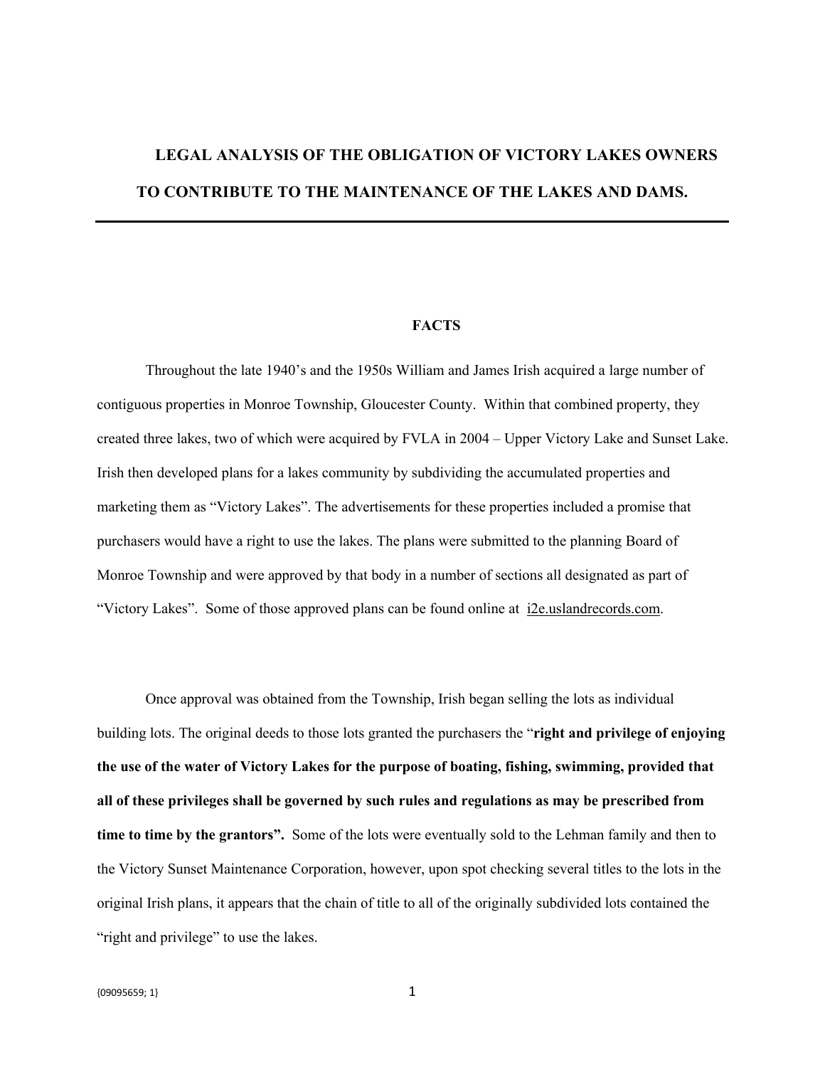# LEGAL ANALYSIS OF THE OBLIGATION OF VICTORY LAKES OWNERS TO CONTRIBUTE TO THE MAINTENANCE OF THE LAKES AND DAMS.

---

## FACTS

Throughout the late 1940's and the 1950s William and James Irish acquired a large number of contiguous properties in Monroe Township, Gloucester County. Within that combined property, they created three lakes, two of which were acquired by FVLA in 2004 – Upper Victory Lake and Sunset Lake. Irish then developed plans for a lakes community by subdividing the accumulated properties and marketing them as "Victory Lakes". The advertisements for these properties included a promise that purchasers would have a right to use the lakes. The plans were submitted to the planning Board of Monroe Township and were approved by that body in a number of sections all designated as part of "Victory Lakes". Some of those approved plans can be found online at i2e.uslandrecords.com.

Once approval was obtained from the Township, Irish began selling the lots as individual building lots. The original deeds to those lots granted the purchasers the "**right and privilege of enjoying the use of the water of Victory Lakes for the purpose of boating, fishing, swimming, provided that all of these privileges shall be governed by such rules and regulations as may be prescribed from time to time by the grantors".** Some of the lots were eventually sold to the Lehman family and then to the Victory Sunset Maintenance Corporation, however, upon spot checking several titles to the lots in the original Irish plans, it appears that the chain of title to all of the originally subdivided lots contained the "right and privilege" to use the lakes.

{09095659; 1}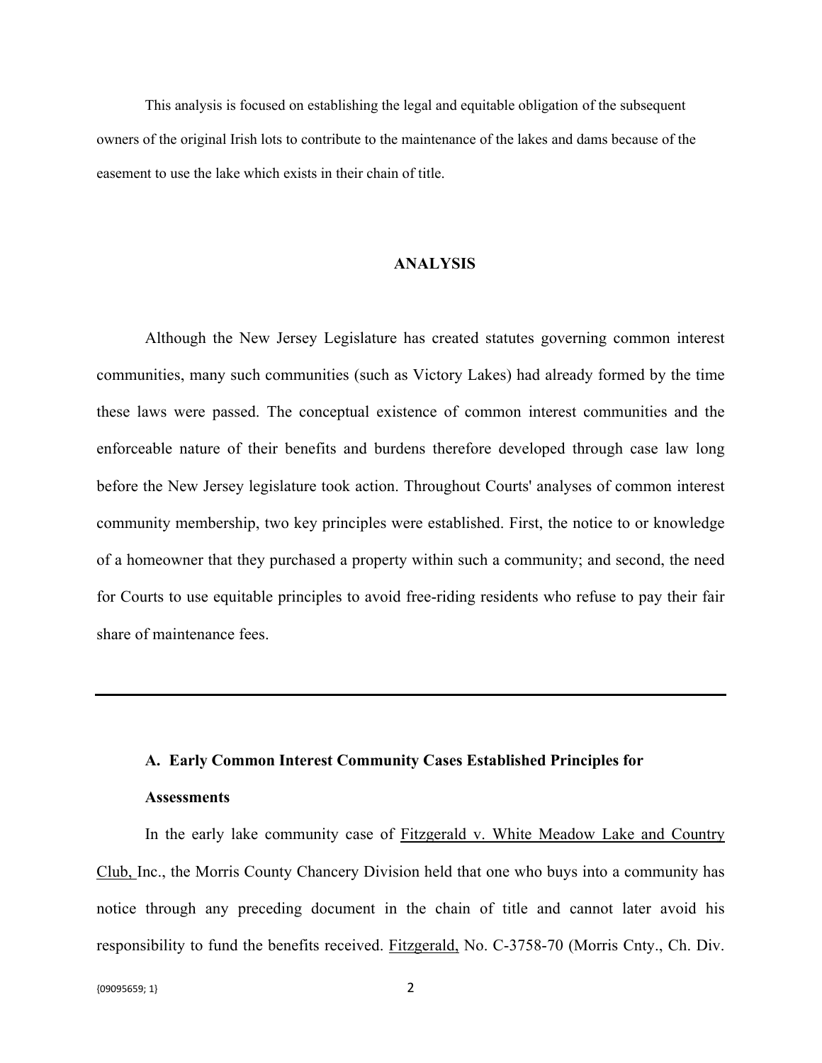This analysis is focused on establishing the legal and equitable obligation of the subsequent owners of the original Irish lots to contribute to the maintenance of the lakes and dams because of the easement to use the lake which exists in their chain of title.

## ANALYSIS

Although the New Jersey Legislature has created statutes governing common interest communities, many such communities (such as Victory Lakes) had already formed by the time these laws were passed. The conceptual existence of common interest communities and the enforceable nature of their benefits and burdens therefore developed through case law long before the New Jersey legislature took action. Throughout Courts' analyses of common interest community membership, two key principles were established. First, the notice to or knowledge of a homeowner that they purchased a property within such a community; and second, the need for Courts to use equitable principles to avoid free-riding residents who refuse to pay their fair share of maintenance fees.

---

### A. Early Common Interest Community Cases Established Principles for Assessments

In the early lake community case of <u>Fitzgerald v. White Meadow Lake and Country Club,</u> Inc., the Morris County Chancery Division held that one who buys into a community has notice through any preceding document in the chain of title and cannot later avoid his responsibility to fund the benefits received. <u>Fitzgerald,</u> No. C-3758-70 (Morris Cnty., Ch. Div.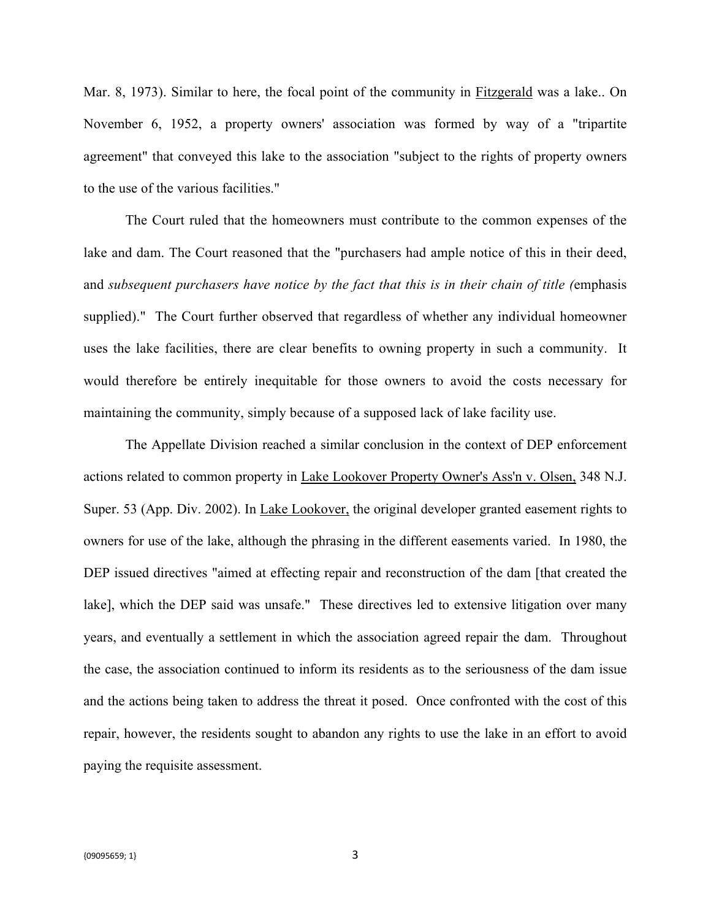Mar. 8, 1973). Similar to here, the focal point of the community in <u>Fitzgerald</u> was a lake.. On November 6, 1952, a property owners' association was formed by way of a "tripartite agreement" that conveyed this lake to the association "subject to the rights of property owners to the use of the various facilities."

The Court ruled that the homeowners must contribute to the common expenses of the lake and dam. The Court reasoned that the "purchasers had ample notice of this in their deed, and *subsequent purchasers have notice by the fact that this is in their chain of title (*emphasis supplied)." The Court further observed that regardless of whether any individual homeowner uses the lake facilities, there are clear benefits to owning property in such a community. It would therefore be entirely inequitable for those owners to avoid the costs necessary for maintaining the community, simply because of a supposed lack of lake facility use.

The Appellate Division reached a similar conclusion in the context of DEP enforcement actions related to common property in <u>Lake Lookover Property Owner's Ass'n v. Olsen,</u> 348 N.J. Super. 53 (App. Div. 2002). In <u>Lake Lookover,</u> the original developer granted easement rights to owners for use of the lake, although the phrasing in the different easements varied. In 1980, the DEP issued directives "aimed at effecting repair and reconstruction of the dam [that created the lake], which the DEP said was unsafe." These directives led to extensive litigation over many years, and eventually a settlement in which the association agreed repair the dam. Throughout the case, the association continued to inform its residents as to the seriousness of the dam issue and the actions being taken to address the threat it posed. Once confronted with the cost of this repair, however, the residents sought to abandon any rights to use the lake in an effort to avoid paying the requisite assessment.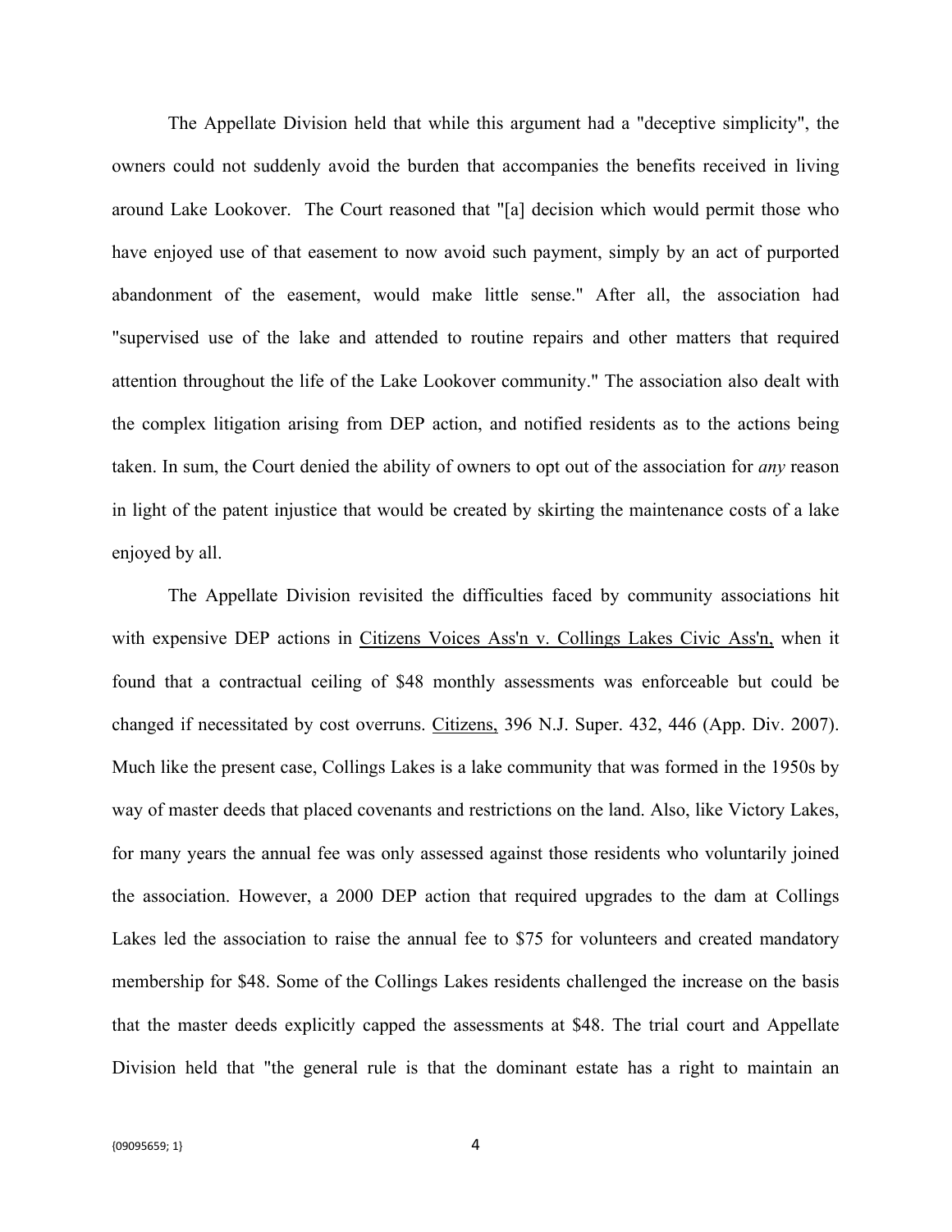The Appellate Division held that while this argument had a "deceptive simplicity", the owners could not suddenly avoid the burden that accompanies the benefits received in living around Lake Lookover. The Court reasoned that "[a] decision which would permit those who have enjoyed use of that easement to now avoid such payment, simply by an act of purported abandonment of the easement, would make little sense." After all, the association had "supervised use of the lake and attended to routine repairs and other matters that required attention throughout the life of the Lake Lookover community." The association also dealt with the complex litigation arising from DEP action, and notified residents as to the actions being taken. In sum, the Court denied the ability of owners to opt out of the association for *any* reason in light of the patent injustice that would be created by skirting the maintenance costs of a lake enjoyed by all.

The Appellate Division revisited the difficulties faced by community associations hit with expensive DEP actions in <u>Citizens Voices Ass'n v. Collings Lakes Civic Ass'n,</u> when it found that a contractual ceiling of $48 monthly assessments was enforceable but could be changed if necessitated by cost overruns. <u>Citizens,</u> 396 N.J. Super. 432, 446 (App. Div. 2007). Much like the present case, Collings Lakes is a lake community that was formed in the 1950s by way of master deeds that placed covenants and restrictions on the land. Also, like Victory Lakes, for many years the annual fee was only assessed against those residents who voluntarily joined the association. However, a 2000 DEP action that required upgrades to the dam at Collings Lakes led the association to raise the annual fee to $75 for volunteers and created mandatory membership for $48. Some of the Collings Lakes residents challenged the increase on the basis that the master deeds explicitly capped the assessments at $48. The trial court and Appellate Division held that "the general rule is that the dominant estate has a right to maintain an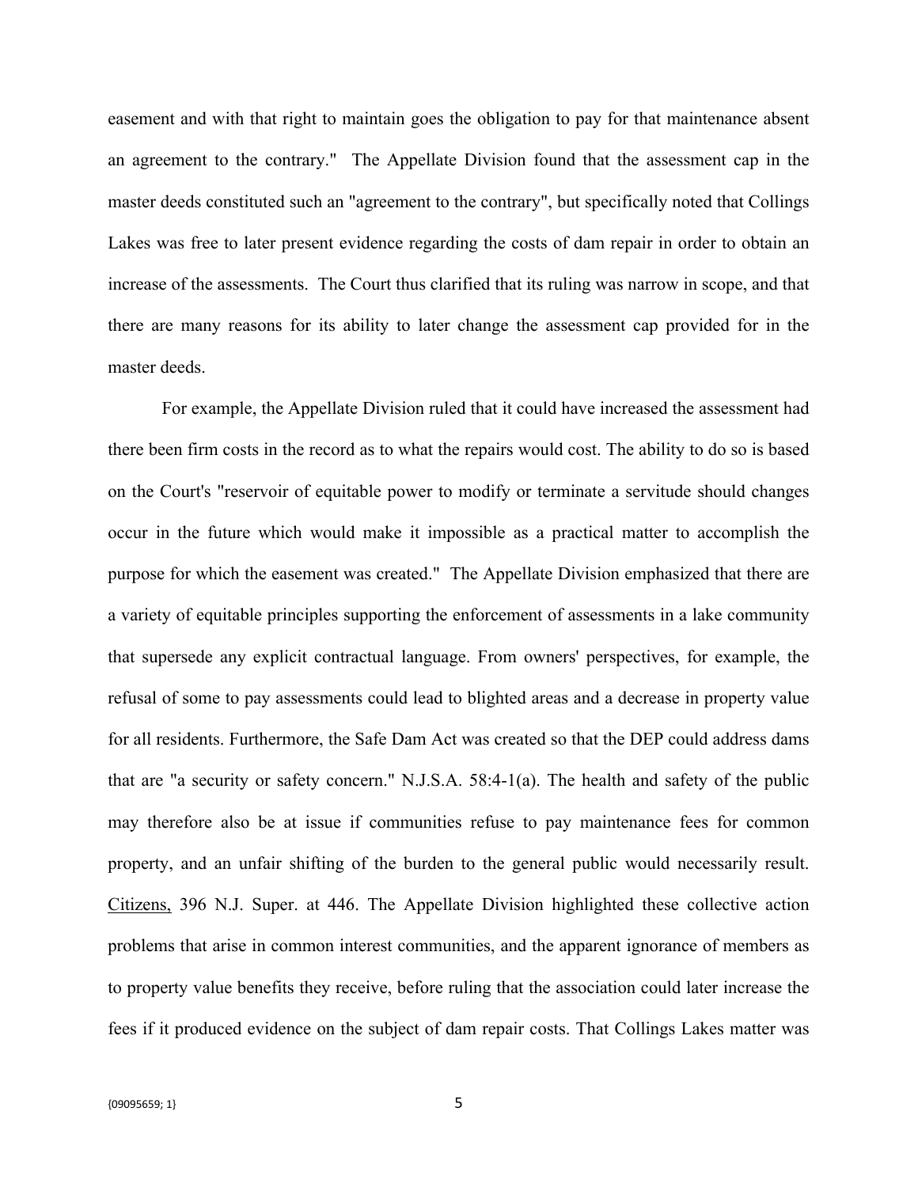easement and with that right to maintain goes the obligation to pay for that maintenance absent an agreement to the contrary." The Appellate Division found that the assessment cap in the master deeds constituted such an "agreement to the contrary", but specifically noted that Collings Lakes was free to later present evidence regarding the costs of dam repair in order to obtain an increase of the assessments. The Court thus clarified that its ruling was narrow in scope, and that there are many reasons for its ability to later change the assessment cap provided for in the master deeds.

For example, the Appellate Division ruled that it could have increased the assessment had there been firm costs in the record as to what the repairs would cost. The ability to do so is based on the Court's "reservoir of equitable power to modify or terminate a servitude should changes occur in the future which would make it impossible as a practical matter to accomplish the purpose for which the easement was created." The Appellate Division emphasized that there are a variety of equitable principles supporting the enforcement of assessments in a lake community that supersede any explicit contractual language. From owners' perspectives, for example, the refusal of some to pay assessments could lead to blighted areas and a decrease in property value for all residents. Furthermore, the Safe Dam Act was created so that the DEP could address dams that are "a security or safety concern." N.J.S.A. 58:4-1(a). The health and safety of the public may therefore also be at issue if communities refuse to pay maintenance fees for common property, and an unfair shifting of the burden to the general public would necessarily result. Citizens, 396 N.J. Super. at 446. The Appellate Division highlighted these collective action problems that arise in common interest communities, and the apparent ignorance of members as to property value benefits they receive, before ruling that the association could later increase the fees if it produced evidence on the subject of dam repair costs. That Collings Lakes matter was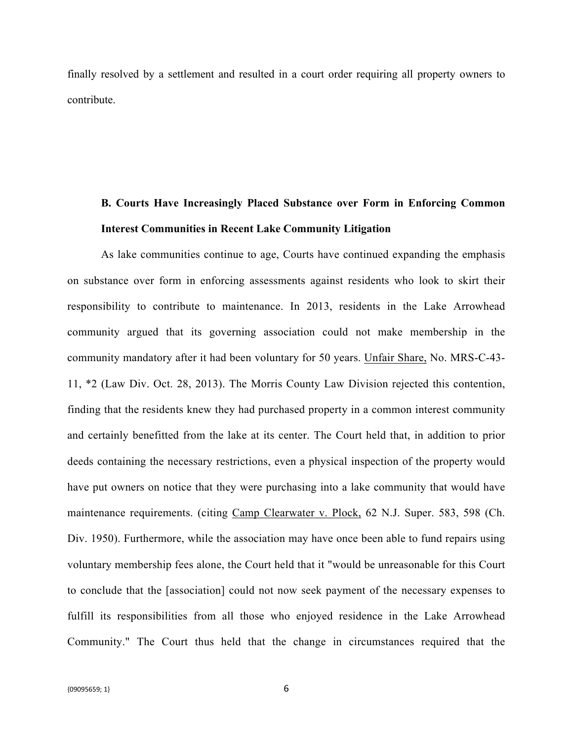finally resolved by a settlement and resulted in a court order requiring all property owners to contribute.

**B. Courts Have Increasingly Placed Substance over Form in Enforcing Common Interest Communities in Recent Lake Community Litigation**

As lake communities continue to age, Courts have continued expanding the emphasis on substance over form in enforcing assessments against residents who look to skirt their responsibility to contribute to maintenance. In 2013, residents in the Lake Arrowhead community argued that its governing association could not make membership in the community mandatory after it had been voluntary for 50 years. Unfair Share, No. MRS-C-43-11, *2 (Law Div. Oct. 28, 2013). The Morris County Law Division rejected this contention, finding that the residents knew they had purchased property in a common interest community and certainly benefitted from the lake at its center. The Court held that, in addition to prior deeds containing the necessary restrictions, even a physical inspection of the property would have put owners on notice that they were purchasing into a lake community that would have maintenance requirements. (citing Camp Clearwater v. Plock, 62 N.J. Super. 583, 598 (Ch. Div. 1950). Furthermore, while the association may have once been able to fund repairs using voluntary membership fees alone, the Court held that it "would be unreasonable for this Court to conclude that the [association] could not now seek payment of the necessary expenses to fulfill its responsibilities from all those who enjoyed residence in the Lake Arrowhead Community." The Court thus held that the change in circumstances required that the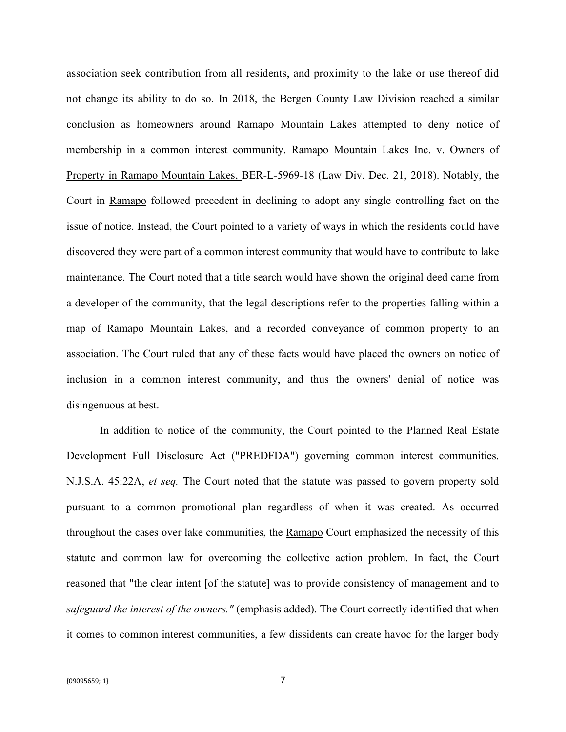association seek contribution from all residents, and proximity to the lake or use thereof did not change its ability to do so. In 2018, the Bergen County Law Division reached a similar conclusion as homeowners around Ramapo Mountain Lakes attempted to deny notice of membership in a common interest community. Ramapo Mountain Lakes Inc. v. Owners of Property in Ramapo Mountain Lakes, BER-L-5969-18 (Law Div. Dec. 21, 2018). Notably, the Court in Ramapo followed precedent in declining to adopt any single controlling fact on the issue of notice. Instead, the Court pointed to a variety of ways in which the residents could have discovered they were part of a common interest community that would have to contribute to lake maintenance. The Court noted that a title search would have shown the original deed came from a developer of the community, that the legal descriptions refer to the properties falling within a map of Ramapo Mountain Lakes, and a recorded conveyance of common property to an association. The Court ruled that any of these facts would have placed the owners on notice of inclusion in a common interest community, and thus the owners' denial of notice was disingenuous at best.

In addition to notice of the community, the Court pointed to the Planned Real Estate Development Full Disclosure Act ("PREDFDA") governing common interest communities. N.J.S.A. 45:22A, *et seq.* The Court noted that the statute was passed to govern property sold pursuant to a common promotional plan regardless of when it was created. As occurred throughout the cases over lake communities, the Ramapo Court emphasized the necessity of this statute and common law for overcoming the collective action problem. In fact, the Court reasoned that "the clear intent [of the statute] was to provide consistency of management and to *safeguard the interest of the owners."* (emphasis added). The Court correctly identified that when it comes to common interest communities, a few dissidents can create havoc for the larger body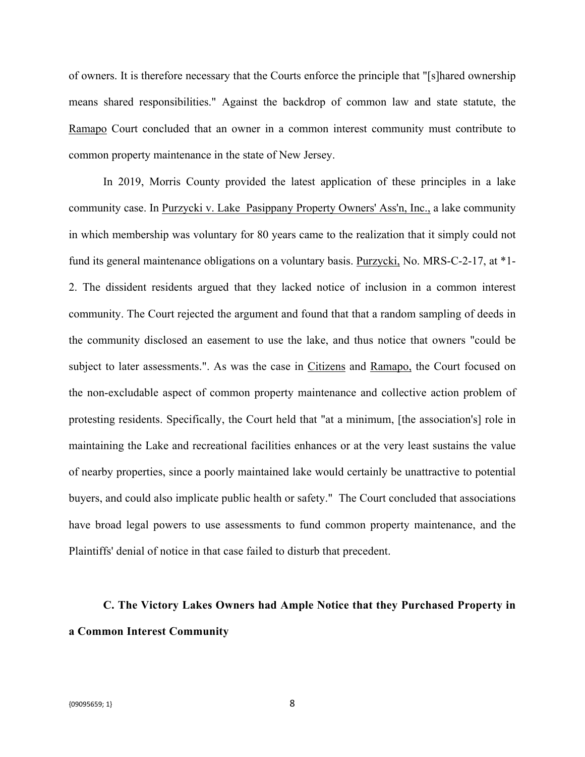of owners. It is therefore necessary that the Courts enforce the principle that "[s]hared ownership means shared responsibilities." Against the backdrop of common law and state statute, the Ramapo Court concluded that an owner in a common interest community must contribute to common property maintenance in the state of New Jersey.

In 2019, Morris County provided the latest application of these principles in a lake community case. In Purzycki v. Lake Pasippany Property Owners' Ass'n, Inc., a lake community in which membership was voluntary for 80 years came to the realization that it simply could not fund its general maintenance obligations on a voluntary basis. Purzycki, No. MRS-C-2-17, at *1-2. The dissident residents argued that they lacked notice of inclusion in a common interest community. The Court rejected the argument and found that that a random sampling of deeds in the community disclosed an easement to use the lake, and thus notice that owners "could be subject to later assessments.". As was the case in Citizens and Ramapo, the Court focused on the non-excludable aspect of common property maintenance and collective action problem of protesting residents. Specifically, the Court held that "at a minimum, [the association's] role in maintaining the Lake and recreational facilities enhances or at the very least sustains the value of nearby properties, since a poorly maintained lake would certainly be unattractive to potential buyers, and could also implicate public health or safety." The Court concluded that associations have broad legal powers to use assessments to fund common property maintenance, and the Plaintiffs' denial of notice in that case failed to disturb that precedent.

**C. The Victory Lakes Owners had Ample Notice that they Purchased Property in a Common Interest Community**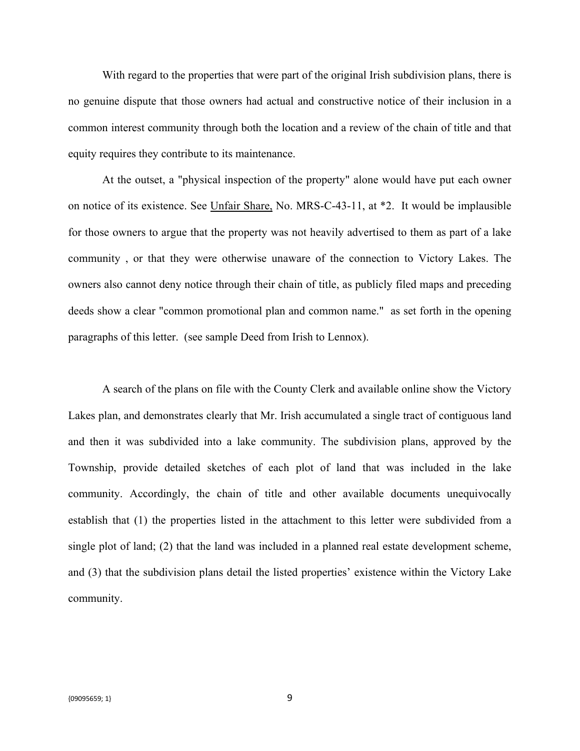With regard to the properties that were part of the original Irish subdivision plans, there is no genuine dispute that those owners had actual and constructive notice of their inclusion in a common interest community through both the location and a review of the chain of title and that equity requires they contribute to its maintenance.

At the outset, a "physical inspection of the property" alone would have put each owner on notice of its existence. See Unfair Share, No. MRS-C-43-11, at *2. It would be implausible for those owners to argue that the property was not heavily advertised to them as part of a lake community , or that they were otherwise unaware of the connection to Victory Lakes. The owners also cannot deny notice through their chain of title, as publicly filed maps and preceding deeds show a clear "common promotional plan and common name." as set forth in the opening paragraphs of this letter. (see sample Deed from Irish to Lennox).

A search of the plans on file with the County Clerk and available online show the Victory Lakes plan, and demonstrates clearly that Mr. Irish accumulated a single tract of contiguous land and then it was subdivided into a lake community. The subdivision plans, approved by the Township, provide detailed sketches of each plot of land that was included in the lake community. Accordingly, the chain of title and other available documents unequivocally establish that (1) the properties listed in the attachment to this letter were subdivided from a single plot of land; (2) that the land was included in a planned real estate development scheme, and (3) that the subdivision plans detail the listed properties' existence within the Victory Lake community.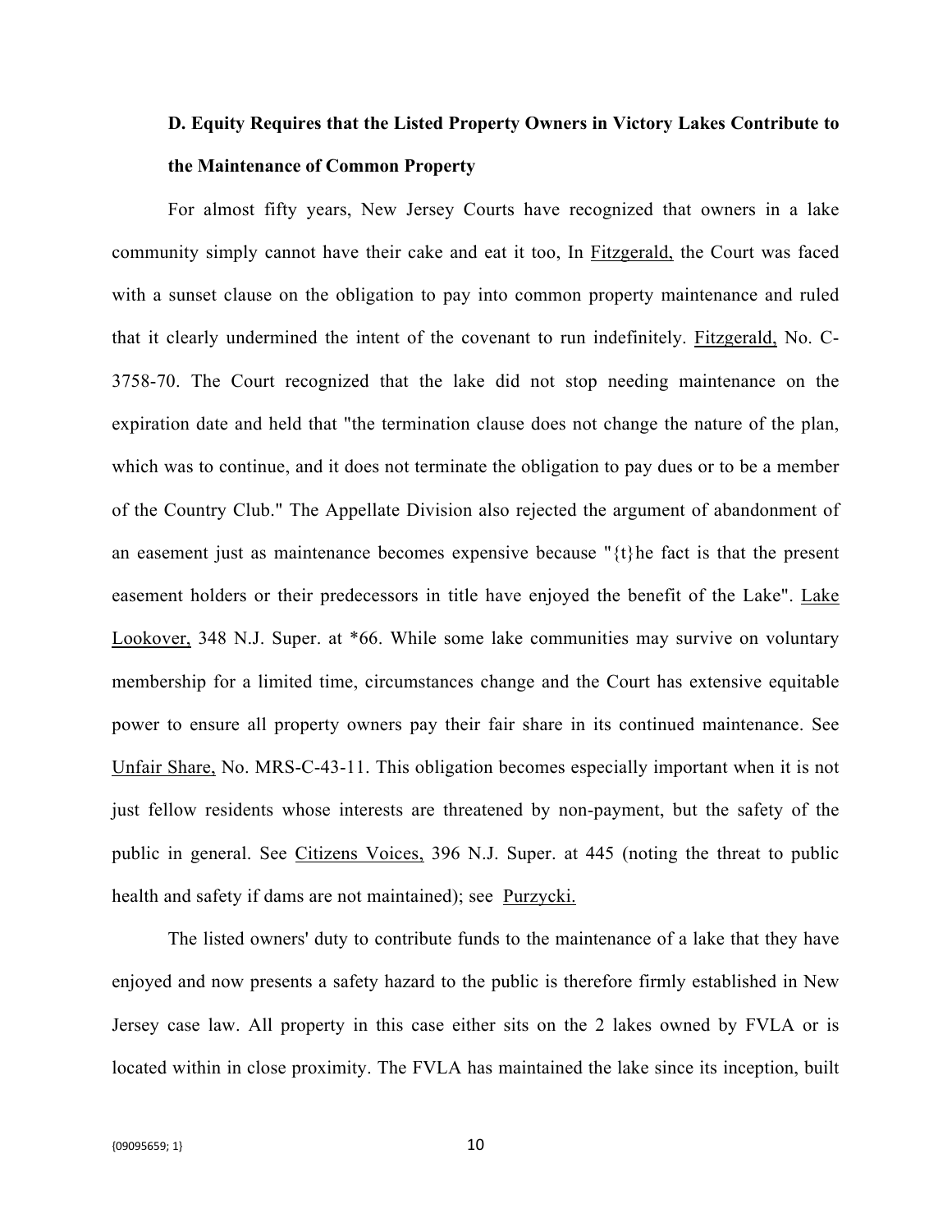**D. Equity Requires that the Listed Property Owners in Victory Lakes Contribute to the Maintenance of Common Property**

For almost fifty years, New Jersey Courts have recognized that owners in a lake community simply cannot have their cake and eat it too, In Fitzgerald, the Court was faced with a sunset clause on the obligation to pay into common property maintenance and ruled that it clearly undermined the intent of the covenant to run indefinitely. Fitzgerald, No. C-3758-70. The Court recognized that the lake did not stop needing maintenance on the expiration date and held that "the termination clause does not change the nature of the plan, which was to continue, and it does not terminate the obligation to pay dues or to be a member of the Country Club." The Appellate Division also rejected the argument of abandonment of an easement just as maintenance becomes expensive because "{t}he fact is that the present easement holders or their predecessors in title have enjoyed the benefit of the Lake". Lake Lookover, 348 N.J. Super. at *66. While some lake communities may survive on voluntary membership for a limited time, circumstances change and the Court has extensive equitable power to ensure all property owners pay their fair share in its continued maintenance. See Unfair Share, No. MRS-C-43-11. This obligation becomes especially important when it is not just fellow residents whose interests are threatened by non-payment, but the safety of the public in general. See Citizens Voices, 396 N.J. Super. at 445 (noting the threat to public health and safety if dams are not maintained); see Purzycki.

The listed owners' duty to contribute funds to the maintenance of a lake that they have enjoyed and now presents a safety hazard to the public is therefore firmly established in New Jersey case law. All property in this case either sits on the 2 lakes owned by FVLA or is located within in close proximity. The FVLA has maintained the lake since its inception, built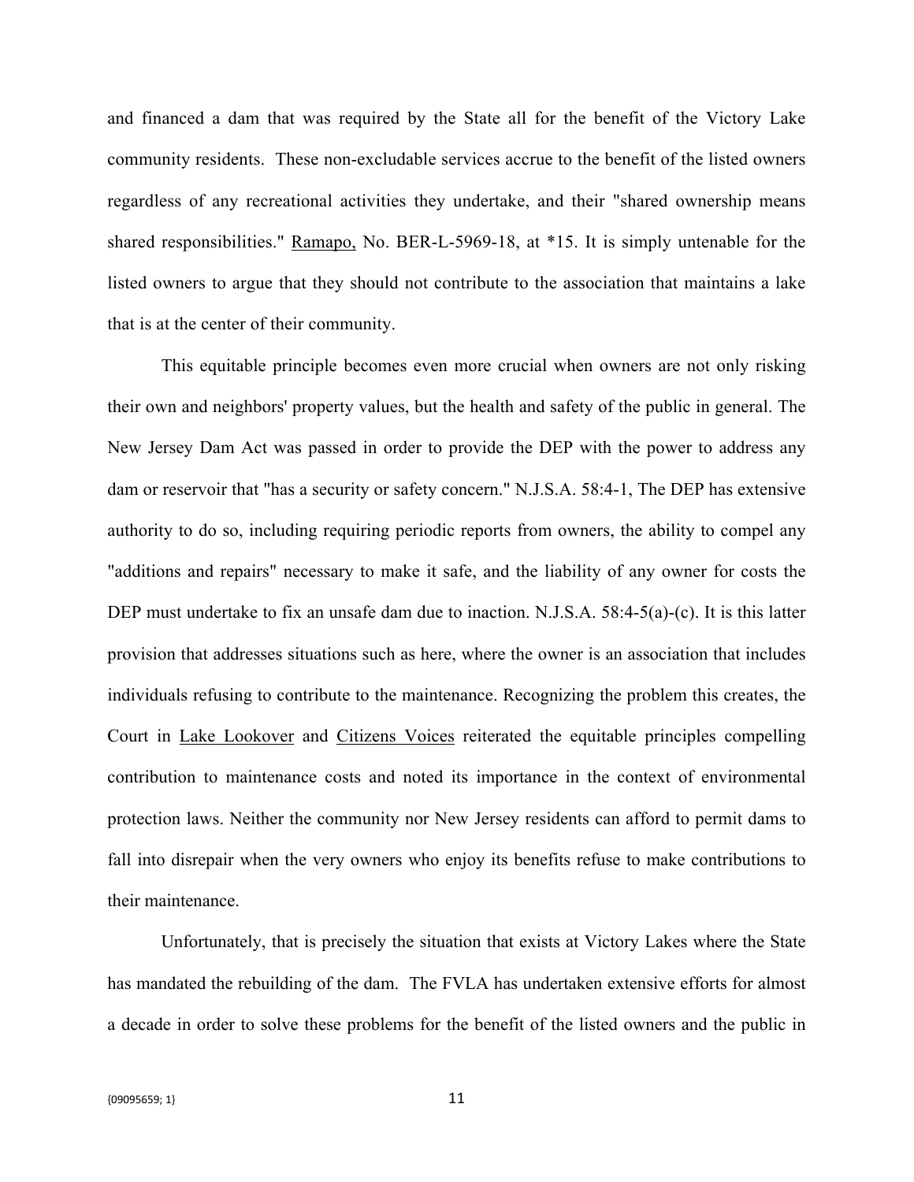and financed a dam that was required by the State all for the benefit of the Victory Lake community residents. These non-excludable services accrue to the benefit of the listed owners regardless of any recreational activities they undertake, and their "shared ownership means shared responsibilities." Ramapo, No. BER-L-5969-18, at *15. It is simply untenable for the listed owners to argue that they should not contribute to the association that maintains a lake that is at the center of their community.

This equitable principle becomes even more crucial when owners are not only risking their own and neighbors' property values, but the health and safety of the public in general. The New Jersey Dam Act was passed in order to provide the DEP with the power to address any dam or reservoir that "has a security or safety concern." N.J.S.A. 58:4-1, The DEP has extensive authority to do so, including requiring periodic reports from owners, the ability to compel any "additions and repairs" necessary to make it safe, and the liability of any owner for costs the DEP must undertake to fix an unsafe dam due to inaction. N.J.S.A. 58:4-5(a)-(c). It is this latter provision that addresses situations such as here, where the owner is an association that includes individuals refusing to contribute to the maintenance. Recognizing the problem this creates, the Court in Lake Lookover and Citizens Voices reiterated the equitable principles compelling contribution to maintenance costs and noted its importance in the context of environmental protection laws. Neither the community nor New Jersey residents can afford to permit dams to fall into disrepair when the very owners who enjoy its benefits refuse to make contributions to their maintenance.

Unfortunately, that is precisely the situation that exists at Victory Lakes where the State has mandated the rebuilding of the dam. The FVLA has undertaken extensive efforts for almost a decade in order to solve these problems for the benefit of the listed owners and the public in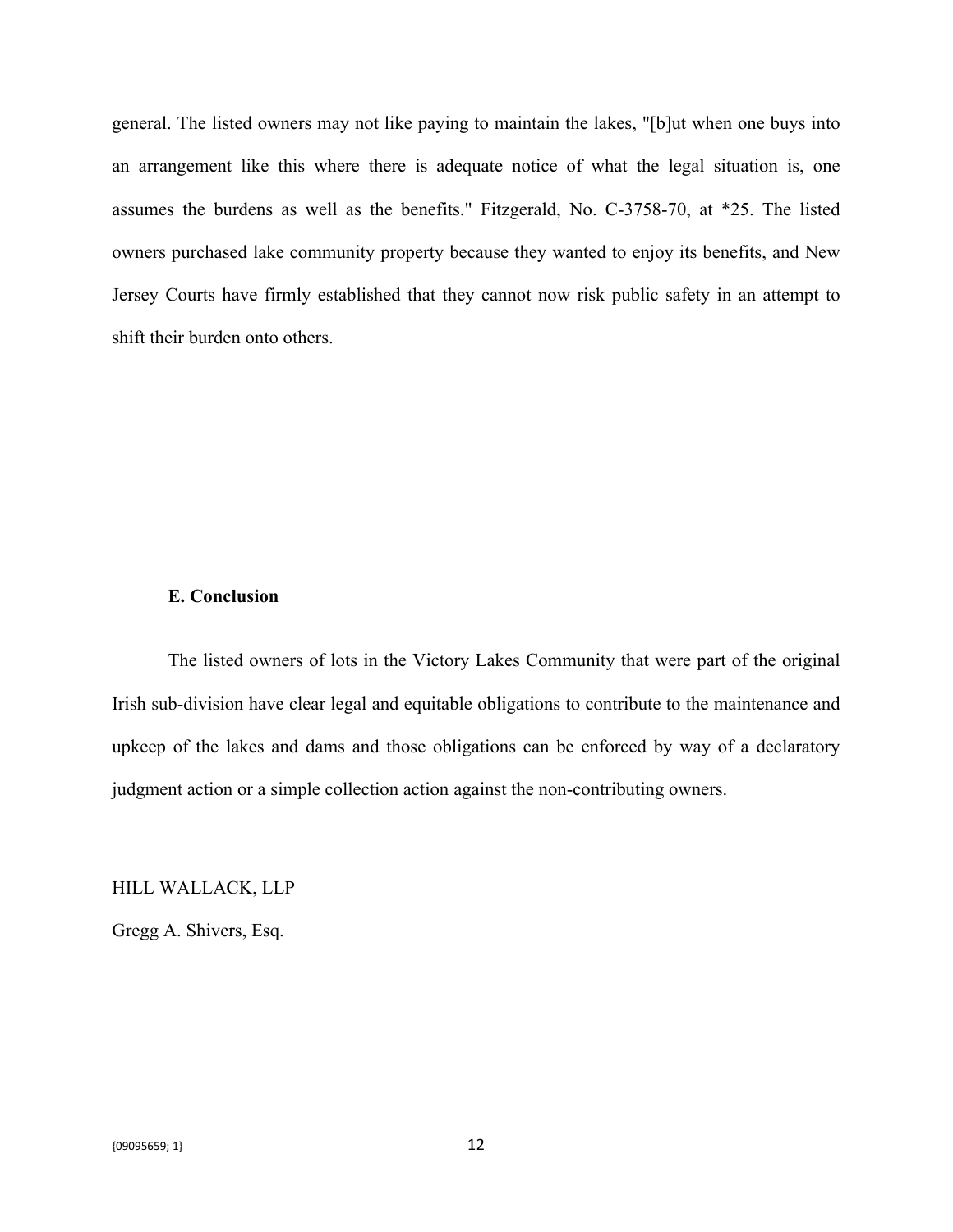general. The listed owners may not like paying to maintain the lakes, "[b]ut when one buys into an arrangement like this where there is adequate notice of what the legal situation is, one assumes the burdens as well as the benefits." Fitzgerald, No. C-3758-70, at *25. The listed owners purchased lake community property because they wanted to enjoy its benefits, and New Jersey Courts have firmly established that they cannot now risk public safety in an attempt to shift their burden onto others.

**E. Conclusion**

The listed owners of lots in the Victory Lakes Community that were part of the original Irish sub-division have clear legal and equitable obligations to contribute to the maintenance and upkeep of the lakes and dams and those obligations can be enforced by way of a declaratory judgment action or a simple collection action against the non-contributing owners.

HILL WALLACK, LLP

Gregg A. Shivers, Esq.

{09095659; 1}